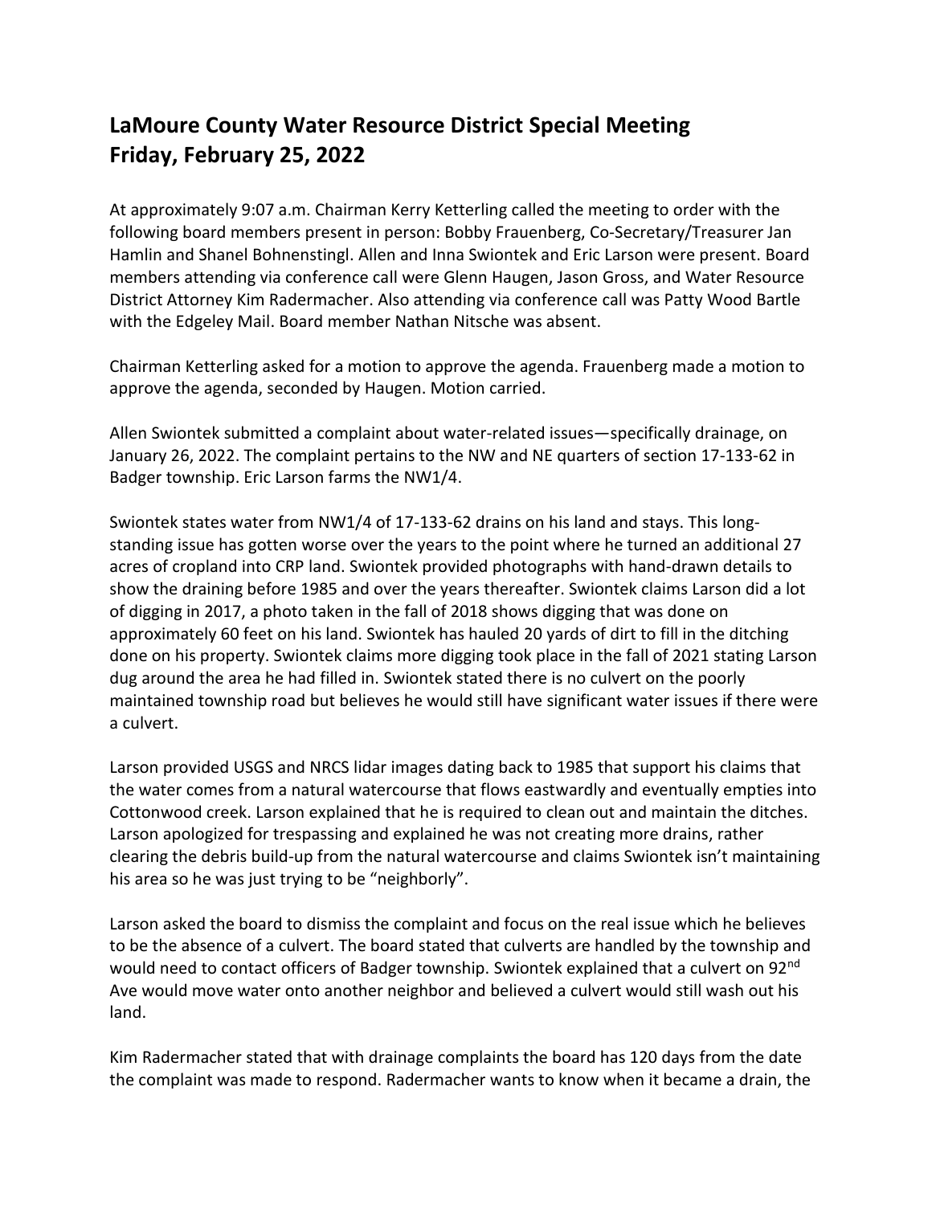# LaMoure County Water Resource District Special Meeting
# Friday, February 25, 2022

At approximately 9:07 a.m. Chairman Kerry Ketterling called the meeting to order with the following board members present in person: Bobby Frauenberg, Co-Secretary/Treasurer Jan Hamlin and Shanel Bohnenstingl. Allen and Inna Swiontek and Eric Larson were present. Board members attending via conference call were Glenn Haugen, Jason Gross, and Water Resource District Attorney Kim Radermacher. Also attending via conference call was Patty Wood Bartle with the Edgeley Mail. Board member Nathan Nitsche was absent.

Chairman Ketterling asked for a motion to approve the agenda. Frauenberg made a motion to approve the agenda, seconded by Haugen. Motion carried.

Allen Swiontek submitted a complaint about water-related issues—specifically drainage, on January 26, 2022. The complaint pertains to the NW and NE quarters of section 17-133-62 in Badger township. Eric Larson farms the NW1/4.

Swiontek states water from NW1/4 of 17-133-62 drains on his land and stays. This long-standing issue has gotten worse over the years to the point where he turned an additional 27 acres of cropland into CRP land. Swiontek provided photographs with hand-drawn details to show the draining before 1985 and over the years thereafter. Swiontek claims Larson did a lot of digging in 2017, a photo taken in the fall of 2018 shows digging that was done on approximately 60 feet on his land. Swiontek has hauled 20 yards of dirt to fill in the ditching done on his property. Swiontek claims more digging took place in the fall of 2021 stating Larson dug around the area he had filled in. Swiontek stated there is no culvert on the poorly maintained township road but believes he would still have significant water issues if there were a culvert.

Larson provided USGS and NRCS lidar images dating back to 1985 that support his claims that the water comes from a natural watercourse that flows eastwardly and eventually empties into Cottonwood creek. Larson explained that he is required to clean out and maintain the ditches. Larson apologized for trespassing and explained he was not creating more drains, rather clearing the debris build-up from the natural watercourse and claims Swiontek isn't maintaining his area so he was just trying to be "neighborly".

Larson asked the board to dismiss the complaint and focus on the real issue which he believes to be the absence of a culvert. The board stated that culverts are handled by the township and would need to contact officers of Badger township. Swiontek explained that a culvert on 92nd Ave would move water onto another neighbor and believed a culvert would still wash out his land.

Kim Radermacher stated that with drainage complaints the board has 120 days from the date the complaint was made to respond. Radermacher wants to know when it became a drain, the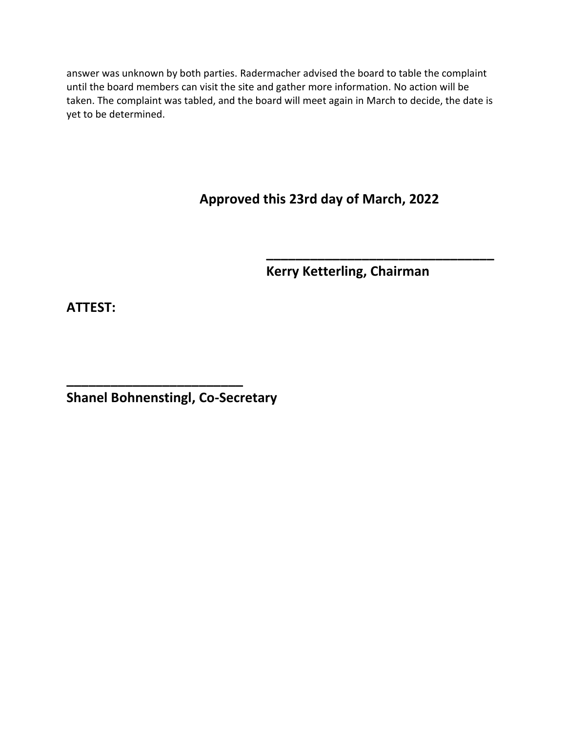answer was unknown by both parties. Radermacher advised the board to table the complaint until the board members can visit the site and gather more information. No action will be taken. The complaint was tabled, and the board will meet again in March to decide, the date is yet to be determined.

**Approved this 23rd day of March, 2022**

\_\_\_\_\_\_\_\_\_\_\_\_\_\_\_\_\_\_\_\_\_\_\_\_\_\_\_\_\_\_\_\_

**Kerry Ketterling, Chairman**

**ATTEST:**

\_\_\_\_\_\_\_\_\_\_\_\_\_\_\_\_\_\_\_\_\_\_\_\_\_

**Shanel Bohnenstingl, Co-Secretary**